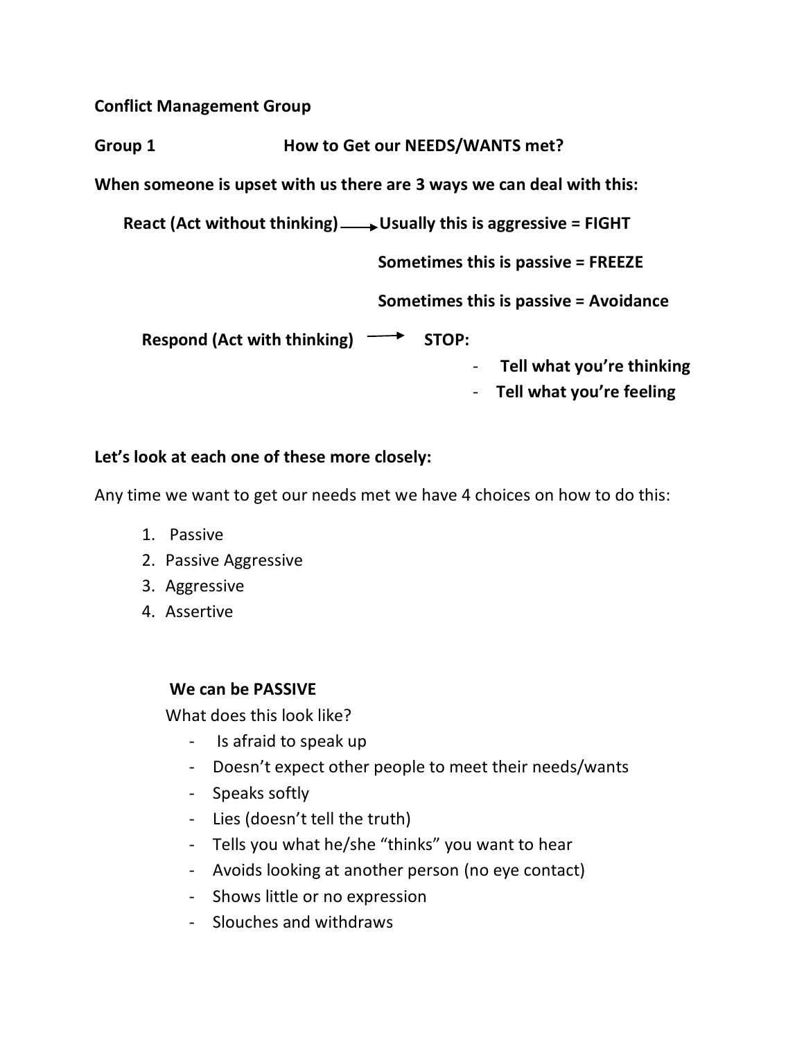**Conflict Management Group**

**Group 1** **How to Get our NEEDS/WANTS met?**

**When someone is upset with us there are 3 ways we can deal with this:**

**React (Act without thinking) → Usually this is aggressive = FIGHT**

**Sometimes this is passive = FREEZE**

**Sometimes this is passive = Avoidance**

**Respond (Act with thinking) → STOP:**

- **Tell what you're thinking**
- **Tell what you're feeling**

**Let's look at each one of these more closely:**

Any time we want to get our needs met we have 4 choices on how to do this:

1. Passive
2. Passive Aggressive
3. Aggressive
4. Assertive

**We can be PASSIVE**

What does this look like?

- Is afraid to speak up
- Doesn't expect other people to meet their needs/wants
- Speaks softly
- Lies (doesn't tell the truth)
- Tells you what he/she "thinks" you want to hear
- Avoids looking at another person (no eye contact)
- Shows little or no expression
- Slouches and withdraws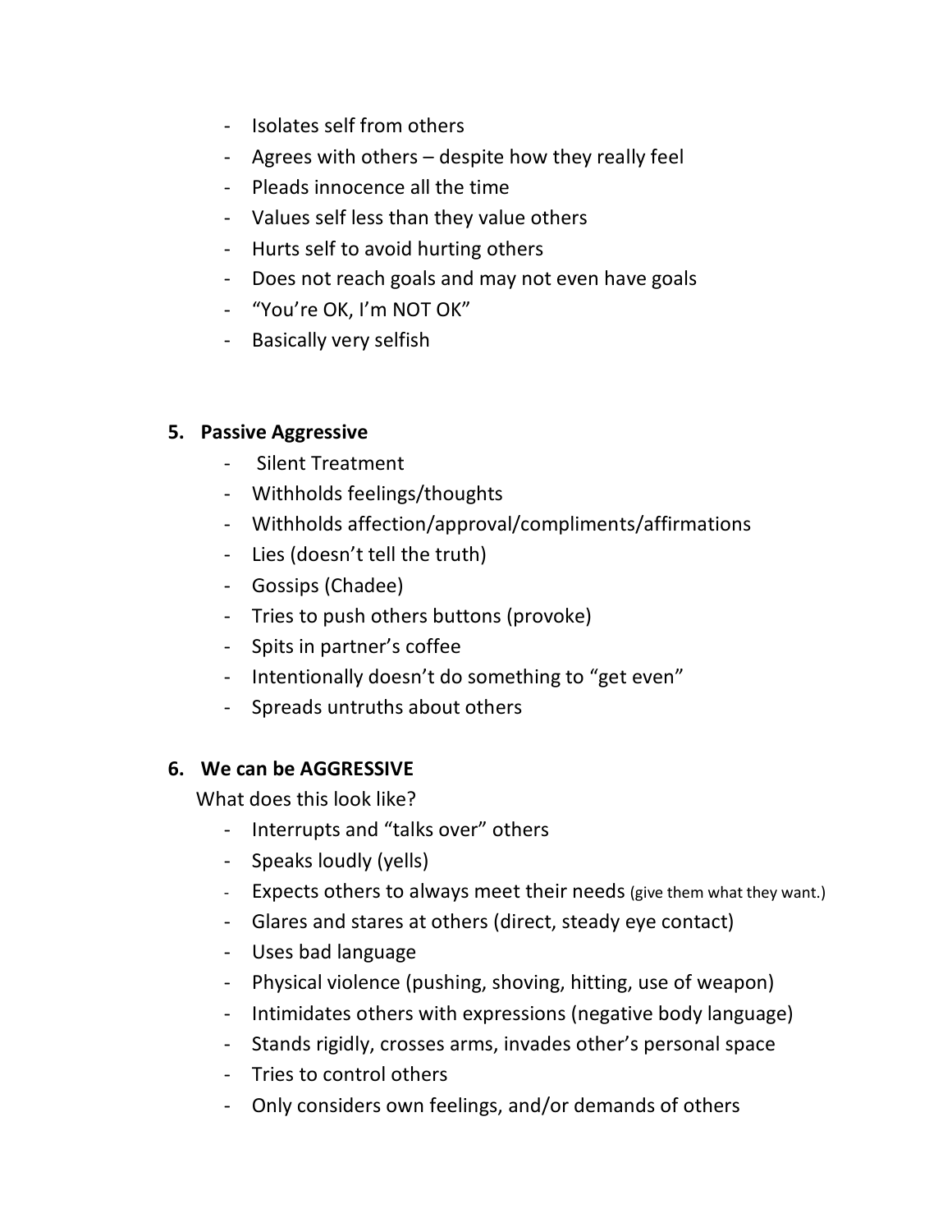- Isolates self from others
- Agrees with others – despite how they really feel
- Pleads innocence all the time
- Values self less than they value others
- Hurts self to avoid hurting others
- Does not reach goals and may not even have goals
- "You're OK, I'm NOT OK"
- Basically very selfish

5. **Passive Aggressive**
    - Silent Treatment
    - Withholds feelings/thoughts
    - Withholds affection/approval/compliments/affirmations
    - Lies (doesn't tell the truth)
    - Gossips (Chadee)
    - Tries to push others buttons (provoke)
    - Spits in partner's coffee
    - Intentionally doesn't do something to "get even"
    - Spreads untruths about others

6. **We can be AGGRESSIVE**

    What does this look like?
    - Interrupts and "talks over" others
    - Speaks loudly (yells)
    - Expects others to always meet their needs (give them what they want.)
    - Glares and stares at others (direct, steady eye contact)
    - Uses bad language
    - Physical violence (pushing, shoving, hitting, use of weapon)
    - Intimidates others with expressions (negative body language)
    - Stands rigidly, crosses arms, invades other's personal space
    - Tries to control others
    - Only considers own feelings, and/or demands of others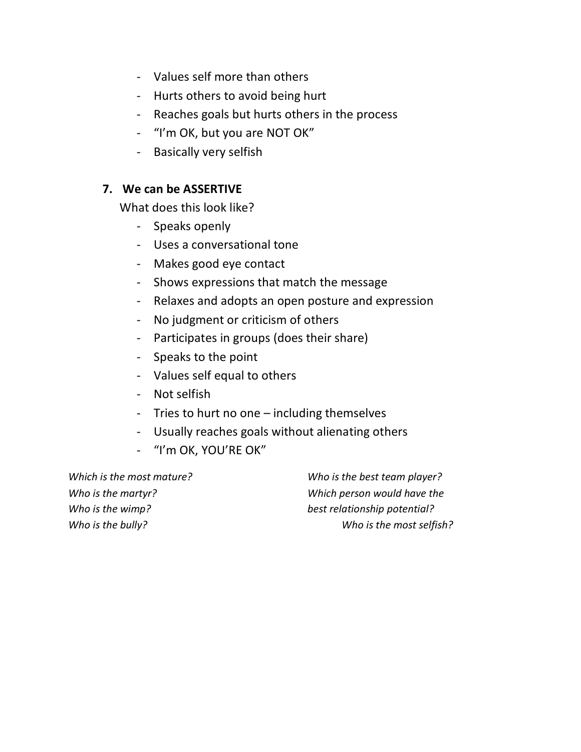- Values self more than others
- Hurts others to avoid being hurt
- Reaches goals but hurts others in the process
- "I'm OK, but you are NOT OK"
- Basically very selfish

7. **We can be ASSERTIVE**

   What does this look like?

   - Speaks openly
   - Uses a conversational tone
   - Makes good eye contact
   - Shows expressions that match the message
   - Relaxes and adopts an open posture and expression
   - No judgment or criticism of others
   - Participates in groups (does their share)
   - Speaks to the point
   - Values self equal to others
   - Not selfish
   - Tries to hurt no one – including themselves
   - Usually reaches goals without alienating others
   - "I'm OK, YOU'RE OK"

*Which is the most mature?*
*Who is the martyr?*
*Who is the wimp?*
*Who is the bully?*

*Who is the best team player?*
*Which person would have the best relationship potential?*
*Who is the most selfish?*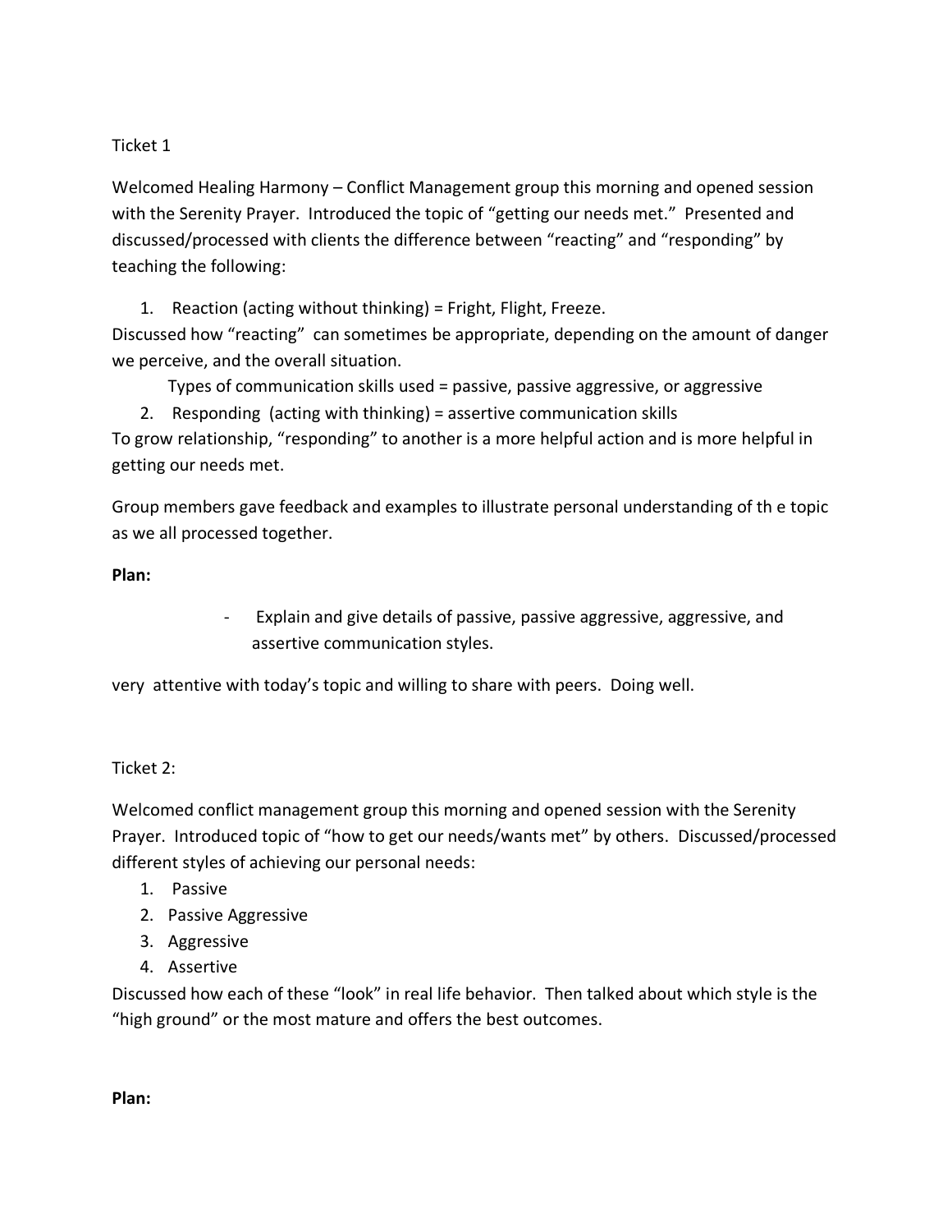Ticket 1

Welcomed Healing Harmony – Conflict Management group this morning and opened session with the Serenity Prayer. Introduced the topic of "getting our needs met." Presented and discussed/processed with clients the difference between "reacting" and "responding" by teaching the following:

1. Reaction (acting without thinking) = Fright, Flight, Freeze.

Discussed how "reacting" can sometimes be appropriate, depending on the amount of danger we perceive, and the overall situation.

  Types of communication skills used = passive, passive aggressive, or aggressive

2. Responding (acting with thinking) = assertive communication skills

To grow relationship, "responding" to another is a more helpful action and is more helpful in getting our needs met.

Group members gave feedback and examples to illustrate personal understanding of th e topic as we all processed together.

**Plan:**

- Explain and give details of passive, passive aggressive, aggressive, and assertive communication styles.

very attentive with today's topic and willing to share with peers. Doing well.

Ticket 2:

Welcomed conflict management group this morning and opened session with the Serenity Prayer. Introduced topic of "how to get our needs/wants met" by others. Discussed/processed different styles of achieving our personal needs:

1. Passive
2. Passive Aggressive
3. Aggressive
4. Assertive

Discussed how each of these "look" in real life behavior. Then talked about which style is the "high ground" or the most mature and offers the best outcomes.

**Plan:**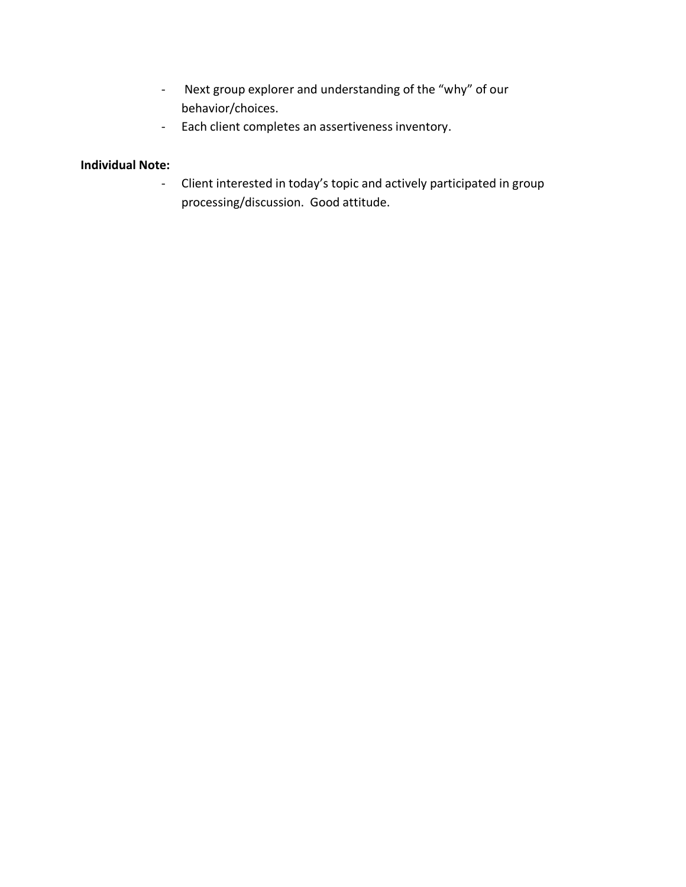- Next group explorer and understanding of the "why" of our behavior/choices.
- Each client completes an assertiveness inventory.

**Individual Note:**

- Client interested in today's topic and actively participated in group processing/discussion. Good attitude.